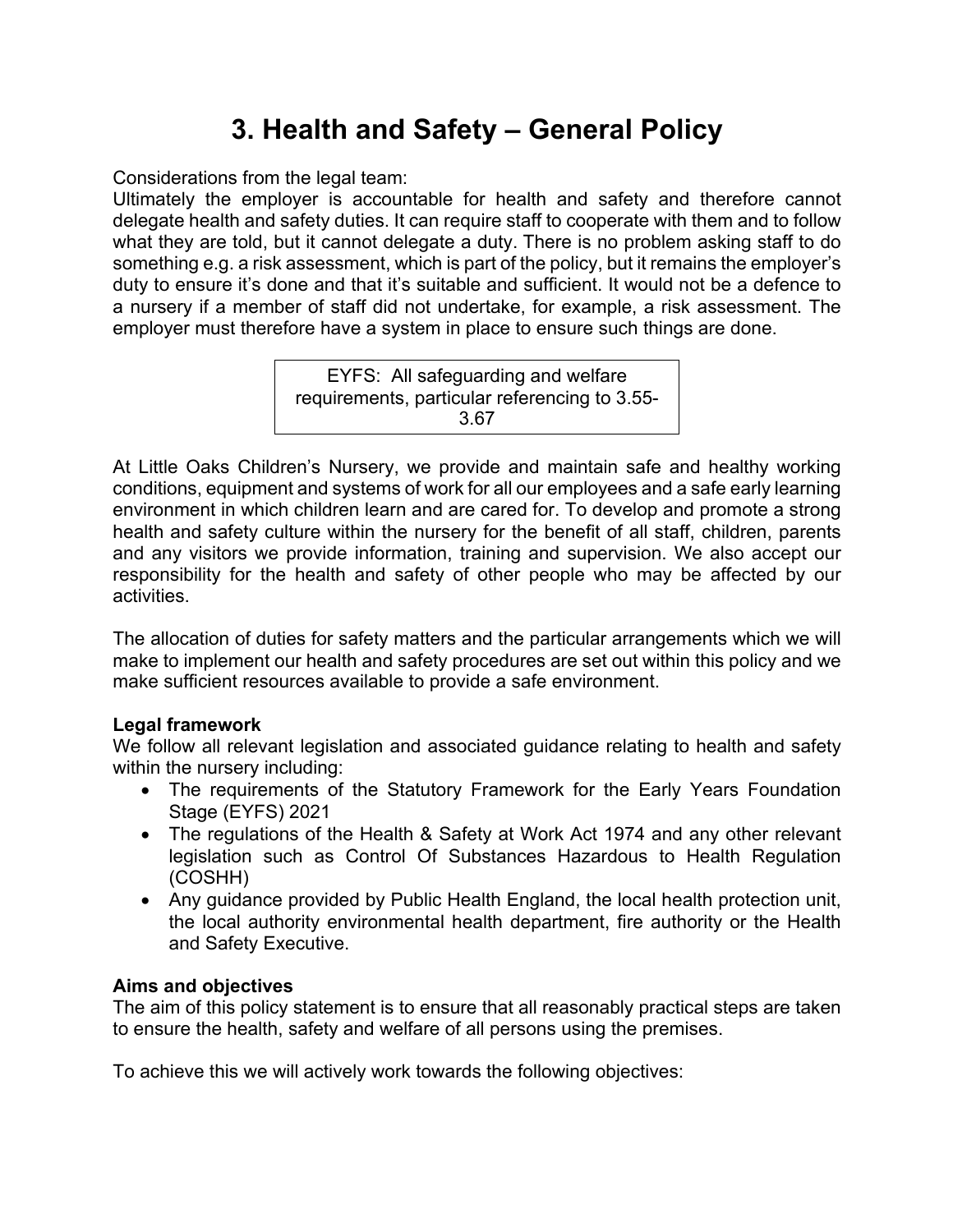# 3. Health and Safety – General Policy

Considerations from the legal team:
Ultimately the employer is accountable for health and safety and therefore cannot delegate health and safety duties. It can require staff to cooperate with them and to follow what they are told, but it cannot delegate a duty. There is no problem asking staff to do something e.g. a risk assessment, which is part of the policy, but it remains the employer's duty to ensure it's done and that it's suitable and sufficient. It would not be a defence to a nursery if a member of staff did not undertake, for example, a risk assessment. The employer must therefore have a system in place to ensure such things are done.

> EYFS: All safeguarding and welfare requirements, particular referencing to 3.55-3.67

At Little Oaks Children's Nursery, we provide and maintain safe and healthy working conditions, equipment and systems of work for all our employees and a safe early learning environment in which children learn and are cared for. To develop and promote a strong health and safety culture within the nursery for the benefit of all staff, children, parents and any visitors we provide information, training and supervision. We also accept our responsibility for the health and safety of other people who may be affected by our activities.

The allocation of duties for safety matters and the particular arrangements which we will make to implement our health and safety procedures are set out within this policy and we make sufficient resources available to provide a safe environment.

**Legal framework**
We follow all relevant legislation and associated guidance relating to health and safety within the nursery including:

- The requirements of the Statutory Framework for the Early Years Foundation Stage (EYFS) 2021
- The regulations of the Health & Safety at Work Act 1974 and any other relevant legislation such as Control Of Substances Hazardous to Health Regulation (COSHH)
- Any guidance provided by Public Health England, the local health protection unit, the local authority environmental health department, fire authority or the Health and Safety Executive.

**Aims and objectives**
The aim of this policy statement is to ensure that all reasonably practical steps are taken to ensure the health, safety and welfare of all persons using the premises.

To achieve this we will actively work towards the following objectives: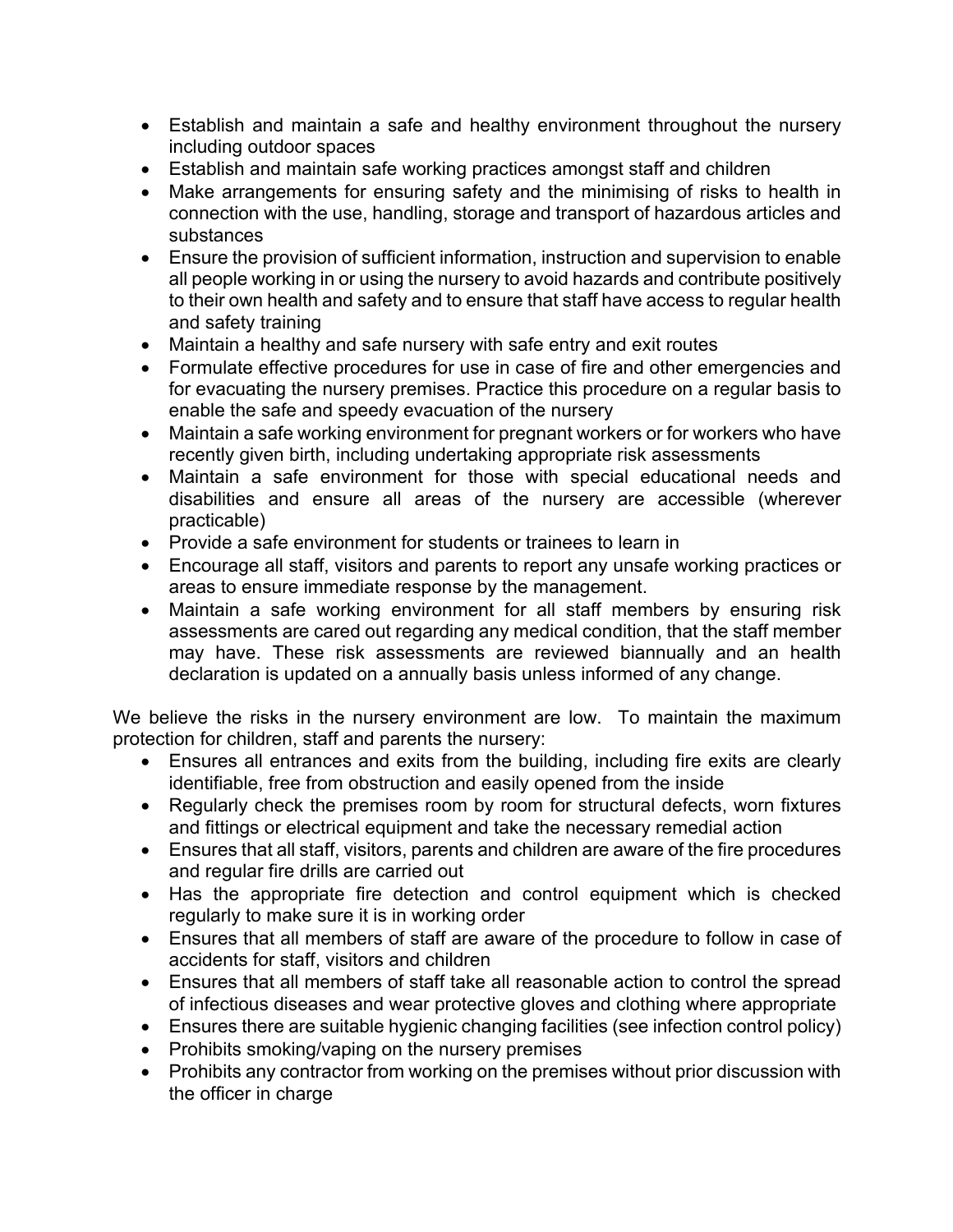- Establish and maintain a safe and healthy environment throughout the nursery including outdoor spaces
- Establish and maintain safe working practices amongst staff and children
- Make arrangements for ensuring safety and the minimising of risks to health in connection with the use, handling, storage and transport of hazardous articles and substances
- Ensure the provision of sufficient information, instruction and supervision to enable all people working in or using the nursery to avoid hazards and contribute positively to their own health and safety and to ensure that staff have access to regular health and safety training
- Maintain a healthy and safe nursery with safe entry and exit routes
- Formulate effective procedures for use in case of fire and other emergencies and for evacuating the nursery premises. Practice this procedure on a regular basis to enable the safe and speedy evacuation of the nursery
- Maintain a safe working environment for pregnant workers or for workers who have recently given birth, including undertaking appropriate risk assessments
- Maintain a safe environment for those with special educational needs and disabilities and ensure all areas of the nursery are accessible (wherever practicable)
- Provide a safe environment for students or trainees to learn in
- Encourage all staff, visitors and parents to report any unsafe working practices or areas to ensure immediate response by the management.
- Maintain a safe working environment for all staff members by ensuring risk assessments are cared out regarding any medical condition, that the staff member may have. These risk assessments are reviewed biannually and an health declaration is updated on a annually basis unless informed of any change.

We believe the risks in the nursery environment are low. To maintain the maximum protection for children, staff and parents the nursery:

- Ensures all entrances and exits from the building, including fire exits are clearly identifiable, free from obstruction and easily opened from the inside
- Regularly check the premises room by room for structural defects, worn fixtures and fittings or electrical equipment and take the necessary remedial action
- Ensures that all staff, visitors, parents and children are aware of the fire procedures and regular fire drills are carried out
- Has the appropriate fire detection and control equipment which is checked regularly to make sure it is in working order
- Ensures that all members of staff are aware of the procedure to follow in case of accidents for staff, visitors and children
- Ensures that all members of staff take all reasonable action to control the spread of infectious diseases and wear protective gloves and clothing where appropriate
- Ensures there are suitable hygienic changing facilities (see infection control policy)
- Prohibits smoking/vaping on the nursery premises
- Prohibits any contractor from working on the premises without prior discussion with the officer in charge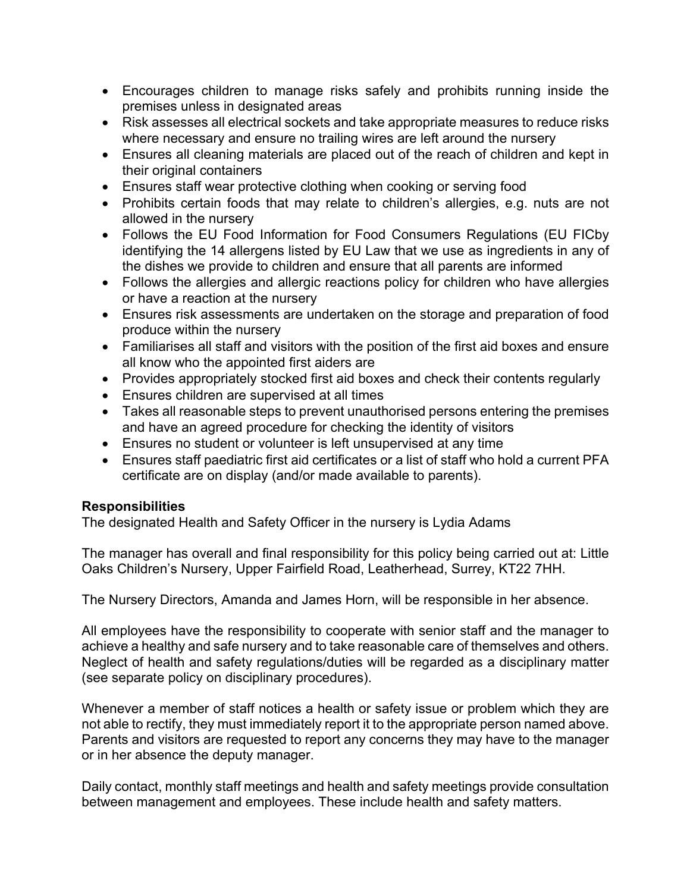- Encourages children to manage risks safely and prohibits running inside the premises unless in designated areas
- Risk assesses all electrical sockets and take appropriate measures to reduce risks where necessary and ensure no trailing wires are left around the nursery
- Ensures all cleaning materials are placed out of the reach of children and kept in their original containers
- Ensures staff wear protective clothing when cooking or serving food
- Prohibits certain foods that may relate to children's allergies, e.g. nuts are not allowed in the nursery
- Follows the EU Food Information for Food Consumers Regulations (EU FICby identifying the 14 allergens listed by EU Law that we use as ingredients in any of the dishes we provide to children and ensure that all parents are informed
- Follows the allergies and allergic reactions policy for children who have allergies or have a reaction at the nursery
- Ensures risk assessments are undertaken on the storage and preparation of food produce within the nursery
- Familiarises all staff and visitors with the position of the first aid boxes and ensure all know who the appointed first aiders are
- Provides appropriately stocked first aid boxes and check their contents regularly
- Ensures children are supervised at all times
- Takes all reasonable steps to prevent unauthorised persons entering the premises and have an agreed procedure for checking the identity of visitors
- Ensures no student or volunteer is left unsupervised at any time
- Ensures staff paediatric first aid certificates or a list of staff who hold a current PFA certificate are on display (and/or made available to parents).

**Responsibilities**

The designated Health and Safety Officer in the nursery is Lydia Adams

The manager has overall and final responsibility for this policy being carried out at: Little Oaks Children's Nursery, Upper Fairfield Road, Leatherhead, Surrey, KT22 7HH.

The Nursery Directors, Amanda and James Horn, will be responsible in her absence.

All employees have the responsibility to cooperate with senior staff and the manager to achieve a healthy and safe nursery and to take reasonable care of themselves and others. Neglect of health and safety regulations/duties will be regarded as a disciplinary matter (see separate policy on disciplinary procedures).

Whenever a member of staff notices a health or safety issue or problem which they are not able to rectify, they must immediately report it to the appropriate person named above. Parents and visitors are requested to report any concerns they may have to the manager or in her absence the deputy manager.

Daily contact, monthly staff meetings and health and safety meetings provide consultation between management and employees. These include health and safety matters.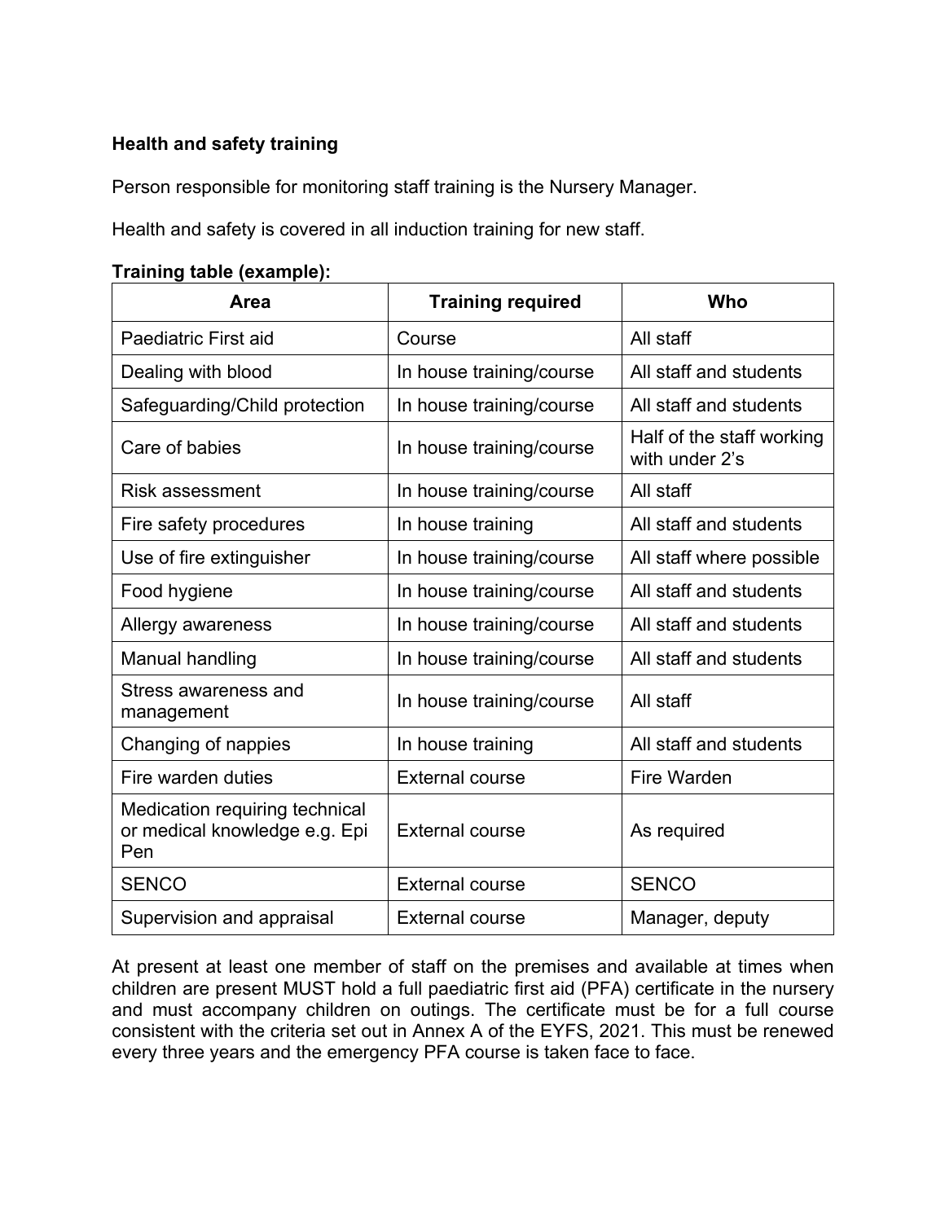**Health and safety training**

Person responsible for monitoring staff training is the Nursery Manager.

Health and safety is covered in all induction training for new staff.

**Training table (example):**

| Area | Training required | Who |
|---|---|---|
| Paediatric First aid | Course | All staff |
| Dealing with blood | In house training/course | All staff and students |
| Safeguarding/Child protection | In house training/course | All staff and students |
| Care of babies | In house training/course | Half of the staff working with under 2's |
| Risk assessment | In house training/course | All staff |
| Fire safety procedures | In house training | All staff and students |
| Use of fire extinguisher | In house training/course | All staff where possible |
| Food hygiene | In house training/course | All staff and students |
| Allergy awareness | In house training/course | All staff and students |
| Manual handling | In house training/course | All staff and students |
| Stress awareness and management | In house training/course | All staff |
| Changing of nappies | In house training | All staff and students |
| Fire warden duties | External course | Fire Warden |
| Medication requiring technical or medical knowledge e.g. Epi Pen | External course | As required |
| SENCO | External course | SENCO |
| Supervision and appraisal | External course | Manager, deputy |

At present at least one member of staff on the premises and available at times when children are present MUST hold a full paediatric first aid (PFA) certificate in the nursery and must accompany children on outings. The certificate must be for a full course consistent with the criteria set out in Annex A of the EYFS, 2021. This must be renewed every three years and the emergency PFA course is taken face to face.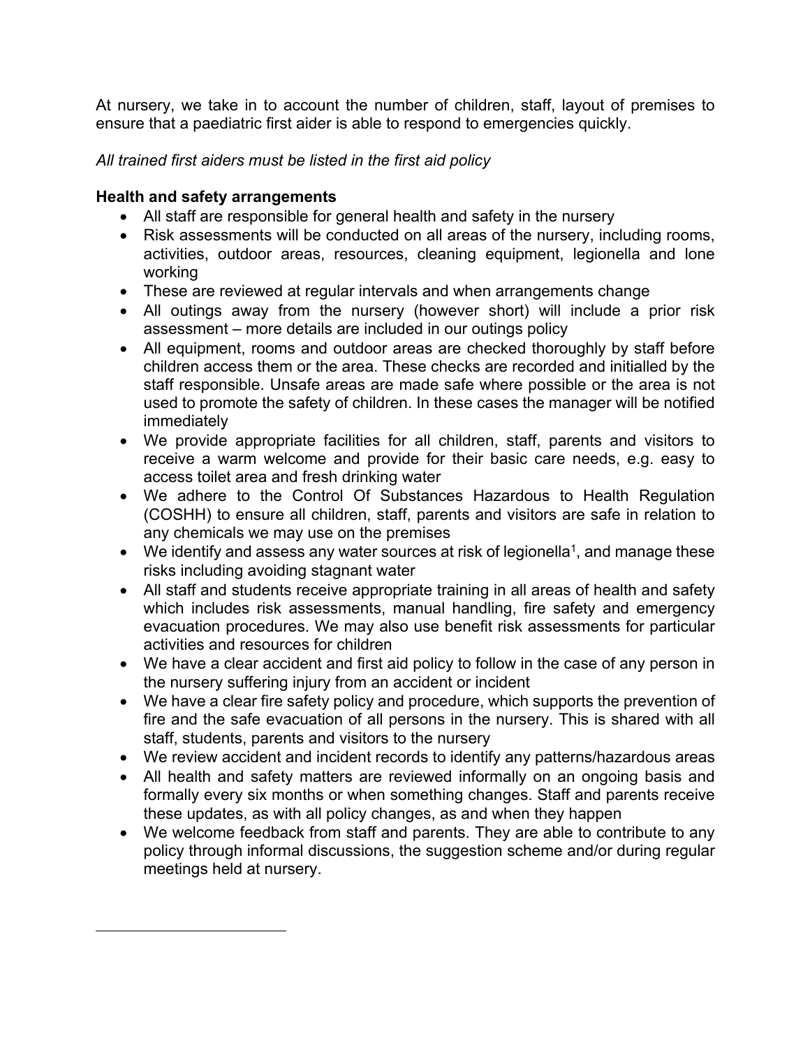At nursery, we take in to account the number of children, staff, layout of premises to ensure that a paediatric first aider is able to respond to emergencies quickly.

*All trained first aiders must be listed in the first aid policy*

**Health and safety arrangements**

- All staff are responsible for general health and safety in the nursery
- Risk assessments will be conducted on all areas of the nursery, including rooms, activities, outdoor areas, resources, cleaning equipment, legionella and lone working
- These are reviewed at regular intervals and when arrangements change
- All outings away from the nursery (however short) will include a prior risk assessment – more details are included in our outings policy
- All equipment, rooms and outdoor areas are checked thoroughly by staff before children access them or the area. These checks are recorded and initialled by the staff responsible. Unsafe areas are made safe where possible or the area is not used to promote the safety of children. In these cases the manager will be notified immediately
- We provide appropriate facilities for all children, staff, parents and visitors to receive a warm welcome and provide for their basic care needs, e.g. easy to access toilet area and fresh drinking water
- We adhere to the Control Of Substances Hazardous to Health Regulation (COSHH) to ensure all children, staff, parents and visitors are safe in relation to any chemicals we may use on the premises
- We identify and assess any water sources at risk of legionella[1], and manage these risks including avoiding stagnant water
- All staff and students receive appropriate training in all areas of health and safety which includes risk assessments, manual handling, fire safety and emergency evacuation procedures. We may also use benefit risk assessments for particular activities and resources for children
- We have a clear accident and first aid policy to follow in the case of any person in the nursery suffering injury from an accident or incident
- We have a clear fire safety policy and procedure, which supports the prevention of fire and the safe evacuation of all persons in the nursery. This is shared with all staff, students, parents and visitors to the nursery
- We review accident and incident records to identify any patterns/hazardous areas
- All health and safety matters are reviewed informally on an ongoing basis and formally every six months or when something changes. Staff and parents receive these updates, as with all policy changes, as and when they happen
- We welcome feedback from staff and parents. They are able to contribute to any policy through informal discussions, the suggestion scheme and/or during regular meetings held at nursery.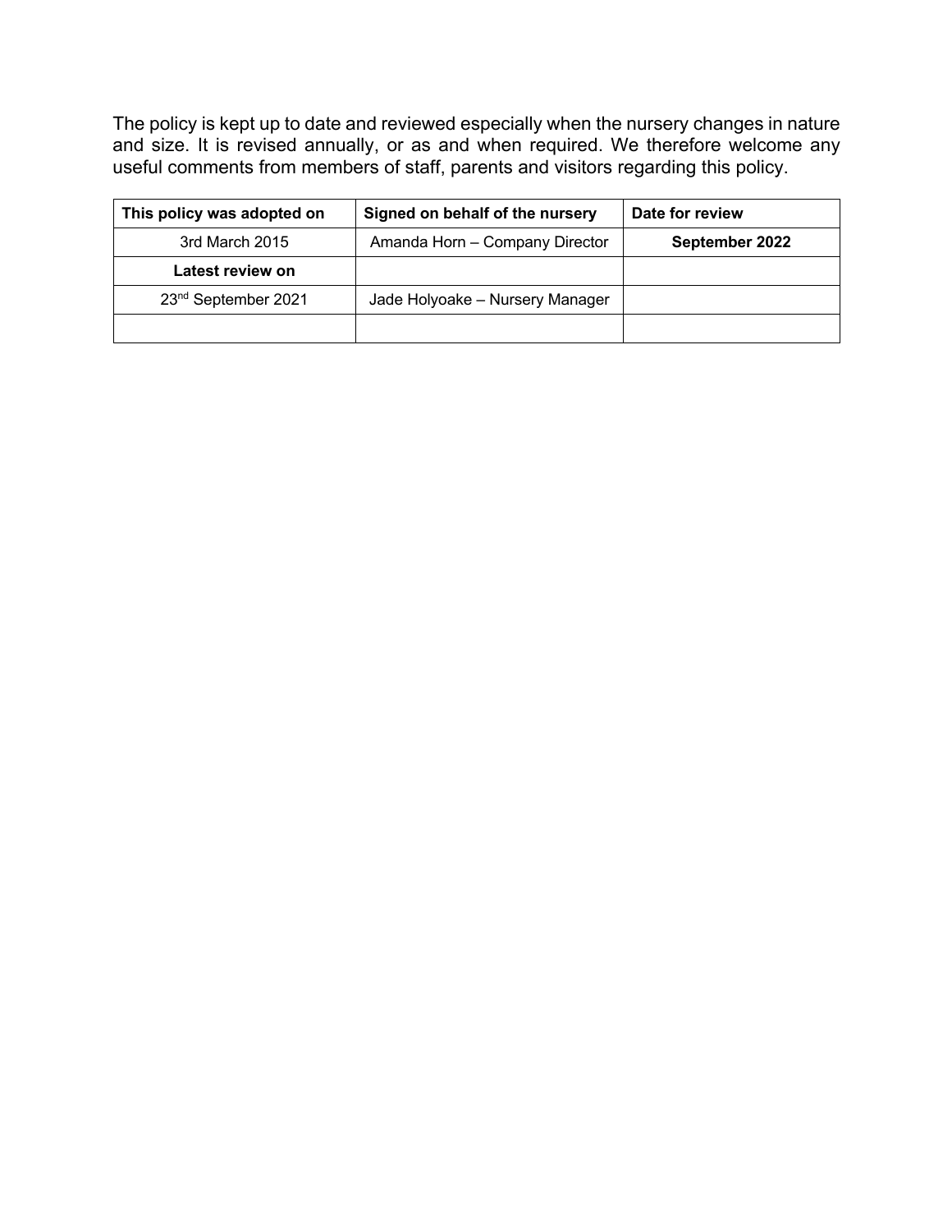The policy is kept up to date and reviewed especially when the nursery changes in nature and size. It is revised annually, or as and when required. We therefore welcome any useful comments from members of staff, parents and visitors regarding this policy.

| This policy was adopted on | Signed on behalf of the nursery | Date for review |
|---|---|---|
| 3rd March 2015 | Amanda Horn – Company Director | **September 2022** |
| **Latest review on** | | |
| 23rd September 2021 | Jade Holyoake – Nursery Manager | |
| | | |